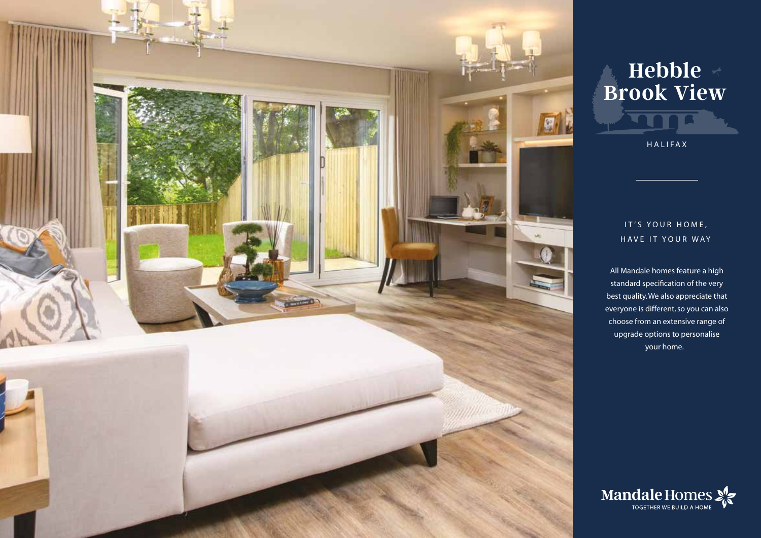# Hebble Brook View

HALIFAX

IT'S YOUR HOME, HAVE IT YOUR WAY

All Mandale homes feature a high standard specification of the very best quality. We also appreciate that everyone is different, so you can also choose from an extensive range of upgrade options to personalise your home.

Mandale Homes

TOGETHER WE BUILD A HOME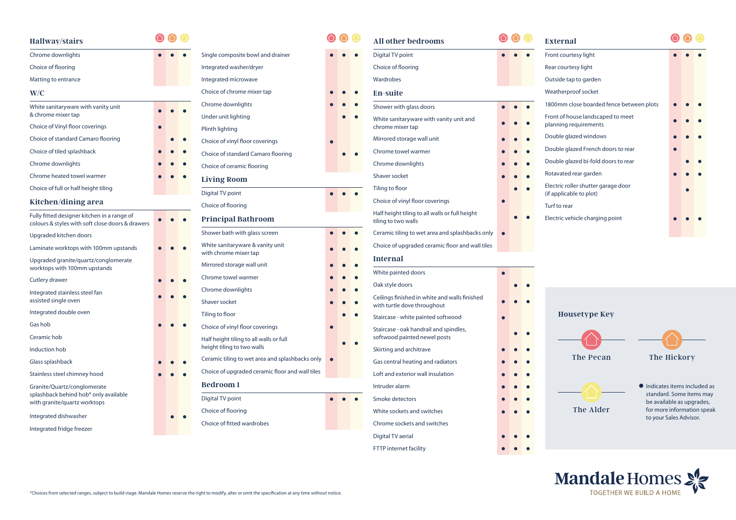## Hallway/stairs

| | The Pecan | The Hickory | The Alder |
|---|---|---|---|
| Chrome downlights | ● | ● | ● |
| Choice of flooring | | | |
| Matting to entrance | | | |

## W/C

| | The Pecan | The Hickory | The Alder |
|---|---|---|---|
| White sanitaryware with vanity unit & chrome mixer tap | ● | ● | ● |
| Choice of Vinyl floor coverings | ● | | |
| Choice of standard Camaro flooring | | ● | ● |
| Choice of tiled splashback | ● | ● | ● |
| Chrome downlights | ● | ● | ● |
| Chrome heated towel warmer | ● | ● | ● |
| Choice of full or half height tiling | | | |

## Kitchen/dining area

| | The Pecan | The Hickory | The Alder |
|---|---|---|---|
| Fully fitted designer kitchen in a range of colours & styles with soft close doors & drawers | ● | ● | ● |
| Upgraded kitchen doors | | | |
| Laminate worktops with 100mm upstands | ● | ● | ● |
| Upgraded granite/quartz/conglomerate worktops with 100mm upstands | | | |
| Cutlery drawer | ● | ● | ● |
| Integrated stainless steel fan assisted single oven | ● | ● | ● |
| Integrated double oven | | | |
| Gas hob | ● | ● | ● |
| Ceramic hob | | | |
| Induction hob | | | |
| Glass splashback | ● | ● | ● |
| Stainless steel chimney hood | ● | ● | ● |
| Granite/Quartz/conglomerate splashback behind hob* only available with granite/quartz worktops | | | |
| Integrated dishwasher | | ● | ● |
| Integrated fridge freezer | | | |
| Single composite bowl and drainer | ● | ● | ● |
| Integrated washer/dryer | | | |
| Integrated microwave | | | |
| Choice of chrome mixer tap | ● | ● | ● |
| Chrome downlights | ● | ● | ● |
| Under unit lighting | | ● | ● |
| Plinth lighting | | | |
| Choice of vinyl floor coverings | ● | | |
| Choice of standard Camaro flooring | | ● | ● |
| Choice of ceramic flooring | | | |

## Living Room

| | The Pecan | The Hickory | The Alder |
|---|---|---|---|
| Digital TV point | ● | ● | ● |
| Choice of flooring | | | |

## Principal Bathroom

| | The Pecan | The Hickory | The Alder |
|---|---|---|---|
| Shower bath with glass screen | ● | ● | ● |
| White sanitaryware & vanity unit with chrome mixer tap | ● | ● | ● |
| Mirrored storage wall unit | ● | ● | ● |
| Chrome towel warmer | ● | ● | ● |
| Chrome downlights | ● | ● | ● |
| Shaver socket | ● | ● | ● |
| Tiling to floor | | ● | ● |
| Choice of vinyl floor coverings | ● | | |
| Half height tiling to all walls or full height tiling to two walls | | ● | ● |
| Ceramic tiling to wet area and splashbacks only | ● | | |
| Choice of upgraded ceramic floor and wall tiles | | | |

## Bedroom 1

| | The Pecan | The Hickory | The Alder |
|---|---|---|---|
| Digital TV point | ● | ● | ● |
| Choice of flooring | | | |
| Choice of fitted wardrobes | | | |

## All other bedrooms

| | The Pecan | The Hickory | The Alder |
|---|---|---|---|
| Digital TV point | ● | ● | ● |
| Choice of flooring | | | |
| Wardrobes | | | |

## En-suite

| | The Pecan | The Hickory | The Alder |
|---|---|---|---|
| Shower with glass doors | ● | ● | ● |
| White sanitaryware with vanity unit and chrome mixer tap | ● | ● | ● |
| Mirrored storage wall unit | ● | ● | ● |
| Chrome towel warmer | ● | ● | ● |
| Chrome downlights | ● | ● | ● |
| Shaver socket | ● | ● | ● |
| Tiling to floor | | ● | ● |
| Choice of vinyl floor coverings | ● | | |
| Half height tiling to all walls or full height tiling to two walls | | ● | ● |
| Ceramic tiling to wet area and splashbacks only | ● | | |
| Choice of upgraded ceramic floor and wall tiles | | | |

## Internal

| | The Pecan | The Hickory | The Alder |
|---|---|---|---|
| White painted doors | ● | | |
| Oak style doors | | ● | ● |
| Ceilings finished in white and walls finished with turtle dove throughout | ● | ● | ● |
| Staircase - white painted softwood | ● | | |
| Staircase - oak handrail and spindles, softwood painted newel posts | | ● | ● |
| Skirting and architrave | ● | ● | ● |
| Gas central heating and radiators | ● | ● | ● |
| Loft and exterior wall insulation | ● | ● | ● |
| Intruder alarm | ● | ● | ● |
| Smoke detectors | ● | ● | ● |
| White sockets and switches | ● | ● | ● |
| Chrome sockets and switches | | | |
| Digital TV aerial | ● | ● | ● |
| FTTP internet facility | ● | ● | ● |

## External

| | The Pecan | The Hickory | The Alder |
|---|---|---|---|
| Front courtesy light | ● | ● | ● |
| Rear courtesy light | | | |
| Outside tap to garden | | | |
| Weatherproof socket | | | |
| 1800mm close boarded fence between plots | ● | ● | ● |
| Front of house landscaped to meet planning requirements | ● | ● | ● |
| Double glazed windows | ● | ● | ● |
| Double glazed French doors to rear | ● | | |
| Double glazed bi-fold doors to rear | | ● | ● |
| Rotavated rear garden | ● | ● | ● |
| Electric roller shutter garage door (if applicable to plot) | | ● | |
| Turf to rear | | | |
| Electric vehicle charging point | ● | ● | ● |

### Housetype Key

The Pecan

The Hickory

The Alder

● Indicates items included as standard. Some items may be available as upgrades, for more information speak to your Sales Advisor.

Mandale Homes
TOGETHER WE BUILD A HOME

*Choices from selected ranges, subject to build stage. Mandale Homes reserve the right to modify, alter or omit the specification at any time without notice.